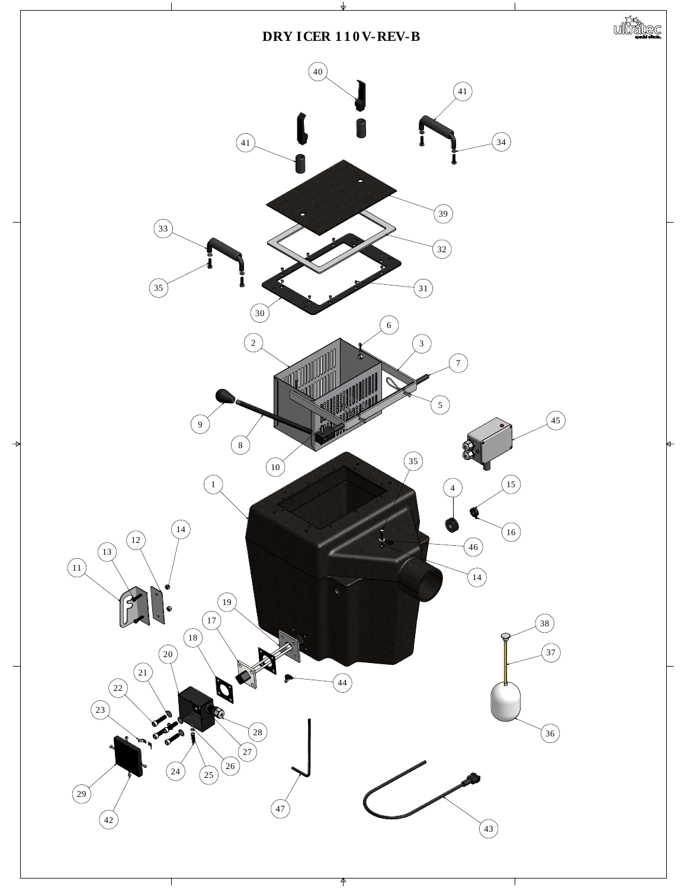# DRY ICER 110V-REV-B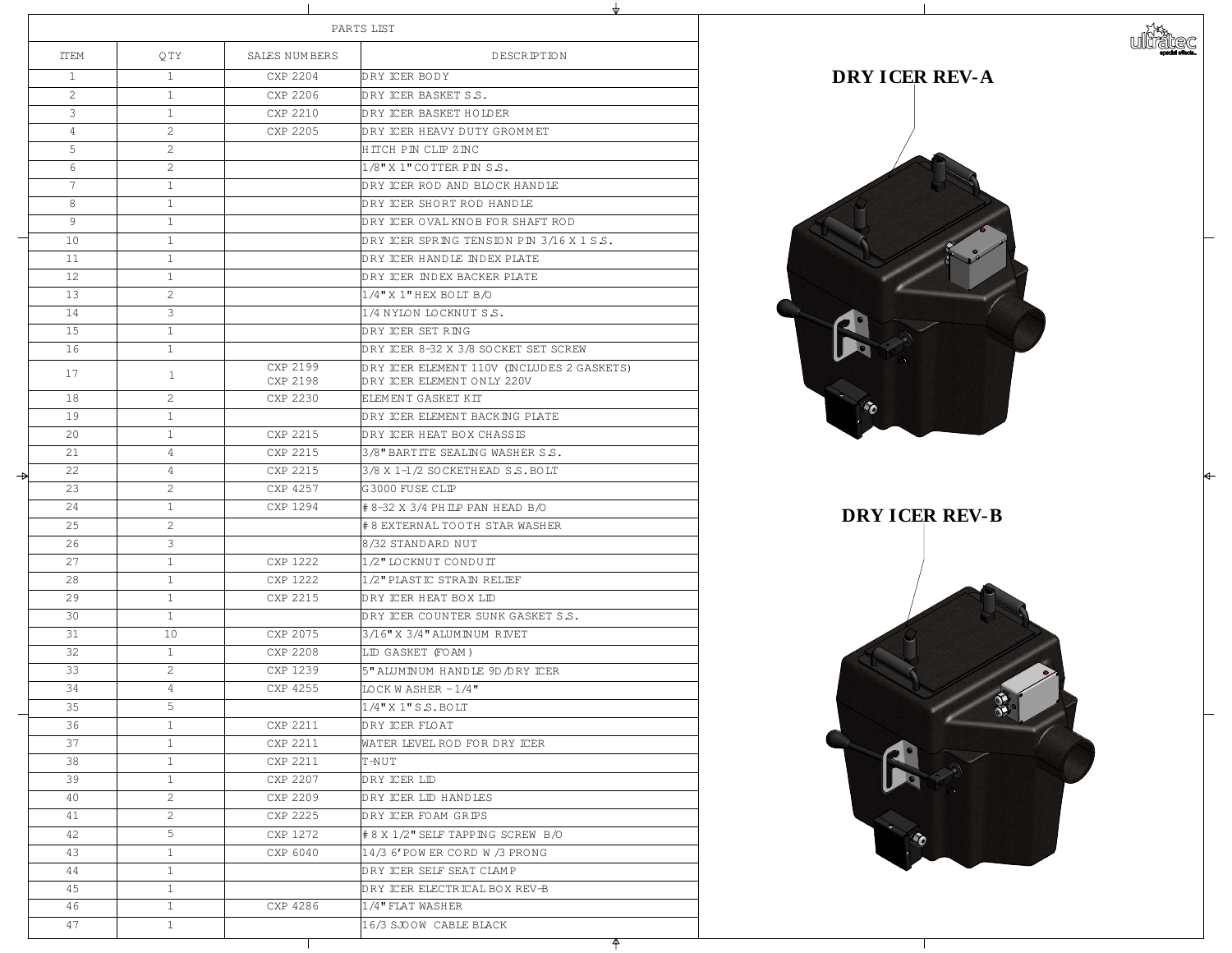| PARTS LIST | | | |
|---|---|---|---|
| ITEM | QTY | SALES NUMBERS | DESCRIPTION |
| 1 | 1 | CXP 2204 | DRY ICER BODY |
| 2 | 1 | CXP 2206 | DRY ICER BASKET S.S. |
| 3 | 1 | CXP 2210 | DRY ICER BASKET HOLDER |
| 4 | 2 | CXP 2205 | DRY ICER HEAVY DUTY GROMMET |
| 5 | 2 | | HITCH PIN CLIP ZINC |
| 6 | 2 | | 1/8" X 1" COTTER PIN S.S. |
| 7 | 1 | | DRY ICER ROD AND BLOCK HANDLE |
| 8 | 1 | | DRY ICER SHORT ROD HANDLE |
| 9 | 1 | | DRY ICER OVAL KNOB FOR SHAFT ROD |
| 10 | 1 | | DRY ICER SPRING TENSION PIN 3/16 X 1 S.S. |
| 11 | 1 | | DRY ICER HANDLE INDEX PLATE |
| 12 | 1 | | DRY ICER INDEX BACKER PLATE |
| 13 | 2 | | 1/4" X 1" HEX BOLT B/O |
| 14 | 3 | | 1/4 NYLON LOCKNUT S.S. |
| 15 | 1 | | DRY ICER SET RING |
| 16 | 1 | | DRY ICER 8-32 X 3/8 SOCKET SET SCREW |
| 17 | 1 | CXP 2199<br>CXP 2198 | DRY ICER ELEMENT 110V (INCLUDES 2 GASKETS)<br>DRY ICER ELEMENT ONLY 220V |
| 18 | 2 | CXP 2230 | ELEMENT GASKET KIT |
| 19 | 1 | | DRY ICER ELEMENT BACKING PLATE |
| 20 | 1 | CXP 2215 | DRY ICER HEAT BOX CHASSIS |
| 21 | 4 | CXP 2215 | 3/8" BARTITE SEALING WASHER S.S. |
| 22 | 4 | CXP 2215 | 3/8 X 1-1/2 SOCKETHEAD S.S. BOLT |
| 23 | 2 | CXP 4257 | G3000 FUSE CLIP |
| 24 | 1 | CXP 1294 | #8-32 X 3/4 PHILP PAN HEAD B/O |
| 25 | 2 | | #8 EXTERNAL TOOTH STAR WASHER |
| 26 | 3 | | 8/32 STANDARD NUT |
| 27 | 1 | CXP 1222 | 1/2" LOCKNUT CONDUIT |
| 28 | 1 | CXP 1222 | 1/2" PLASTIC STRAIN RELIEF |
| 29 | 1 | CXP 2215 | DRY ICER HEAT BOX LID |
| 30 | 1 | | DRY ICER COUNTER SUNK GASKET S.S. |
| 31 | 10 | CXP 2075 | 3/16" X 3/4" ALUMINUM RIVET |
| 32 | 1 | CXP 2208 | LID GASKET (FOAM) |
| 33 | 2 | CXP 1239 | 5" ALUMINUM HANDLE 9D/DRY ICER |
| 34 | 4 | CXP 4255 | LOCK WASHER - 1/4" |
| 35 | 5 | | 1/4" X 1" S.S. BOLT |
| 36 | 1 | CXP 2211 | DRY ICER FLOAT |
| 37 | 1 | CXP 2211 | WATER LEVEL ROD FOR DRY ICER |
| 38 | 1 | CXP 2211 | T-NUT |
| 39 | 1 | CXP 2207 | DRY ICER LID |
| 40 | 2 | CXP 2209 | DRY ICER LID HANDLES |
| 41 | 2 | CXP 2225 | DRY ICER FOAM GRIPS |
| 42 | 5 | CXP 1272 | #8 X 1/2" SELF TAPPING SCREW B/O |
| 43 | 1 | CXP 6040 | 14/3 6' POWER CORD W/3 PRONG |
| 44 | 1 | | DRY ICER SELF SEAT CLAMP |
| 45 | 1 | | DRY ICER ELECTRICAL BOX REV-B |
| 46 | 1 | CXP 4286 | 1/4" FLAT WASHER |
| 47 | 1 | | 16/3 SJOOW CABLE BLACK |

**DRY ICER REV-A**

**DRY ICER REV-B**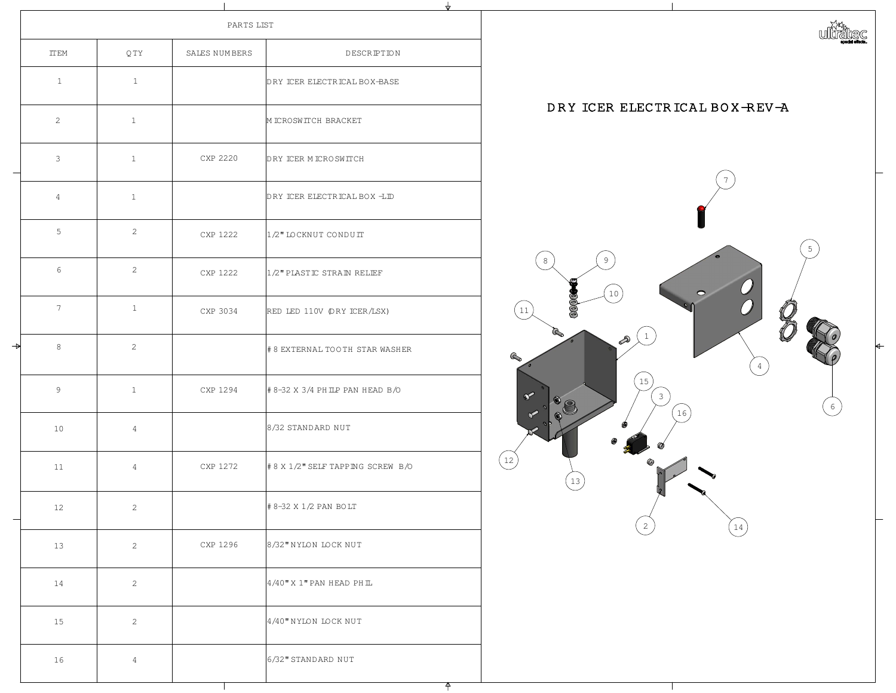# DRY ICER ELECTRICAL BOX-REV-A

| PARTS LIST | | | |
|---|---|---|---|
| ITEM | QTY | SALES NUMBERS | DESCRIPTION |
| 1 | 1 | | DRY ICER ELECTRICAL BOX-BASE |
| 2 | 1 | | MICROSWITCH BRACKET |
| 3 | 1 | CXP 2220 | DRY ICER MICROSWITCH |
| 4 | 1 | | DRY ICER ELECTRICAL BOX -LID |
| 5 | 2 | CXP 1222 | 1/2" LOCKNUT CONDUIT |
| 6 | 2 | CXP 1222 | 1/2" PLASTIC STRAIN RELIEF |
| 7 | 1 | CXP 3034 | RED LED 110V (DRY ICER/LSX) |
| 8 | 2 | | #8 EXTERNAL TOOTH STAR WASHER |
| 9 | 1 | CXP 1294 | #8-32 X 3/4 PHILP PAN HEAD B/O |
| 10 | 4 | | 8/32 STANDARD NUT |
| 11 | 4 | CXP 1272 | #8 X 1/2" SELF TAPPING SCREW B/O |
| 12 | 2 | | #8-32 X 1/2 PAN BOLT |
| 13 | 2 | CXP 1296 | 8/32" NYLON LOCK NUT |
| 14 | 2 | | 4/40" X 1" PAN HEAD PHIL |
| 15 | 2 | | 4/40" NYLON LOCK NUT |
| 16 | 4 | | 6/32" STANDARD NUT |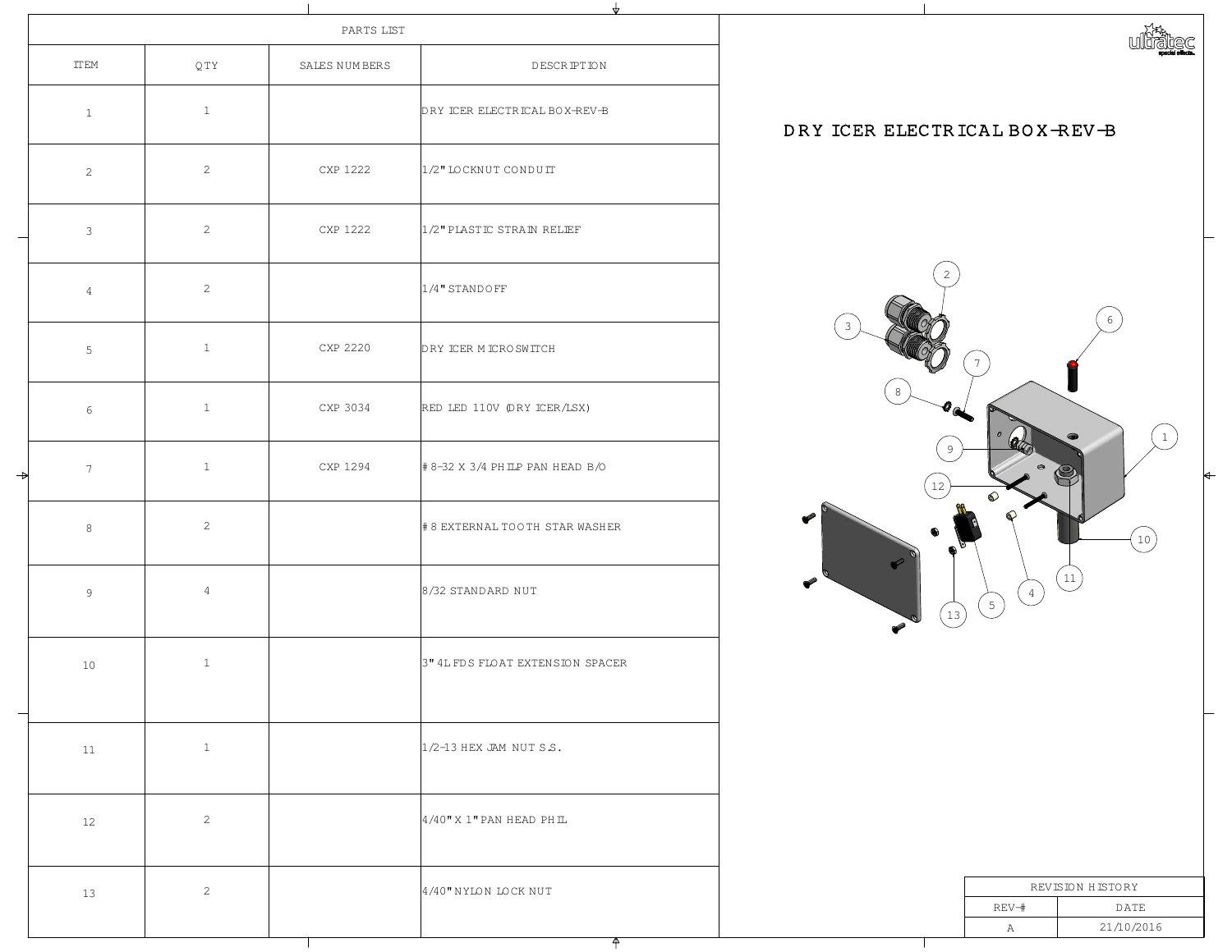## PARTS LIST

| ITEM | QTY | SALES NUMBERS | DESCRIPTION |
|---|---|---|---|
| 1 | 1 | | DRY ICER ELECTRICAL BOX-REV-B |
| 2 | 2 | CXP 1222 | 1/2" LOCKNUT CONDUIT |
| 3 | 2 | CXP 1222 | 1/2" PLASTIC STRAIN RELIEF |
| 4 | 2 | | 1/4" STANDOFF |
| 5 | 1 | CXP 2220 | DRY ICER MICROSWITCH |
| 6 | 1 | CXP 3034 | RED LED 110V (DRY ICER/LSX) |
| 7 | 1 | CXP 1294 | #8-32 X 3/4 PHILP PAN HEAD B/O |
| 8 | 2 | | #8 EXTERNAL TOOTH STAR WASHER |
| 9 | 4 | | 8/32 STANDARD NUT |
| 10 | 1 | | 3" 4L FDS FLOAT EXTENSION SPACER |
| 11 | 1 | | 1/2-13 HEX JAM NUT S.S. |
| 12 | 2 | | 4/40" X 1" PAN HEAD PHIL |
| 13 | 2 | | 4/40" NYLON LOCK NUT |

ultratec special effects

# DRY ICER ELECTRICAL BOX-REV-B

2
3
6
7
8
1
9
12
10
11
4
5
13

| REVISION HISTORY | |
|---|---|
| REV-# | DATE |
| A | 21/10/2016 |